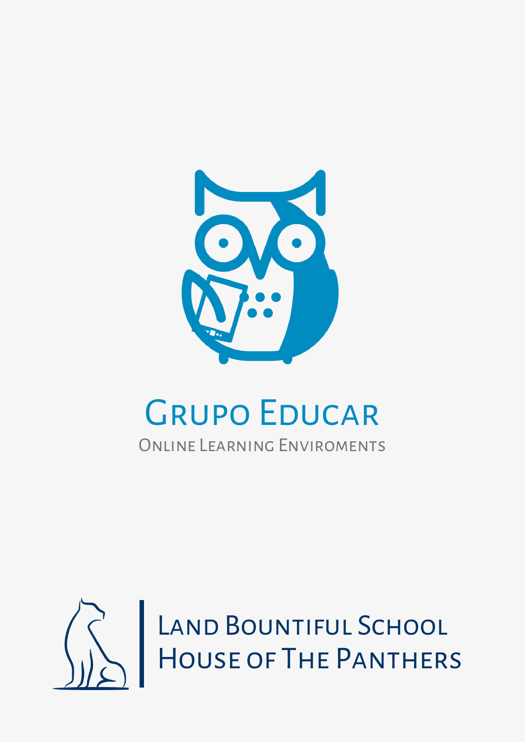# Grupo Educar

Online Learning Enviroments

Land Bountiful School
House of The Panthers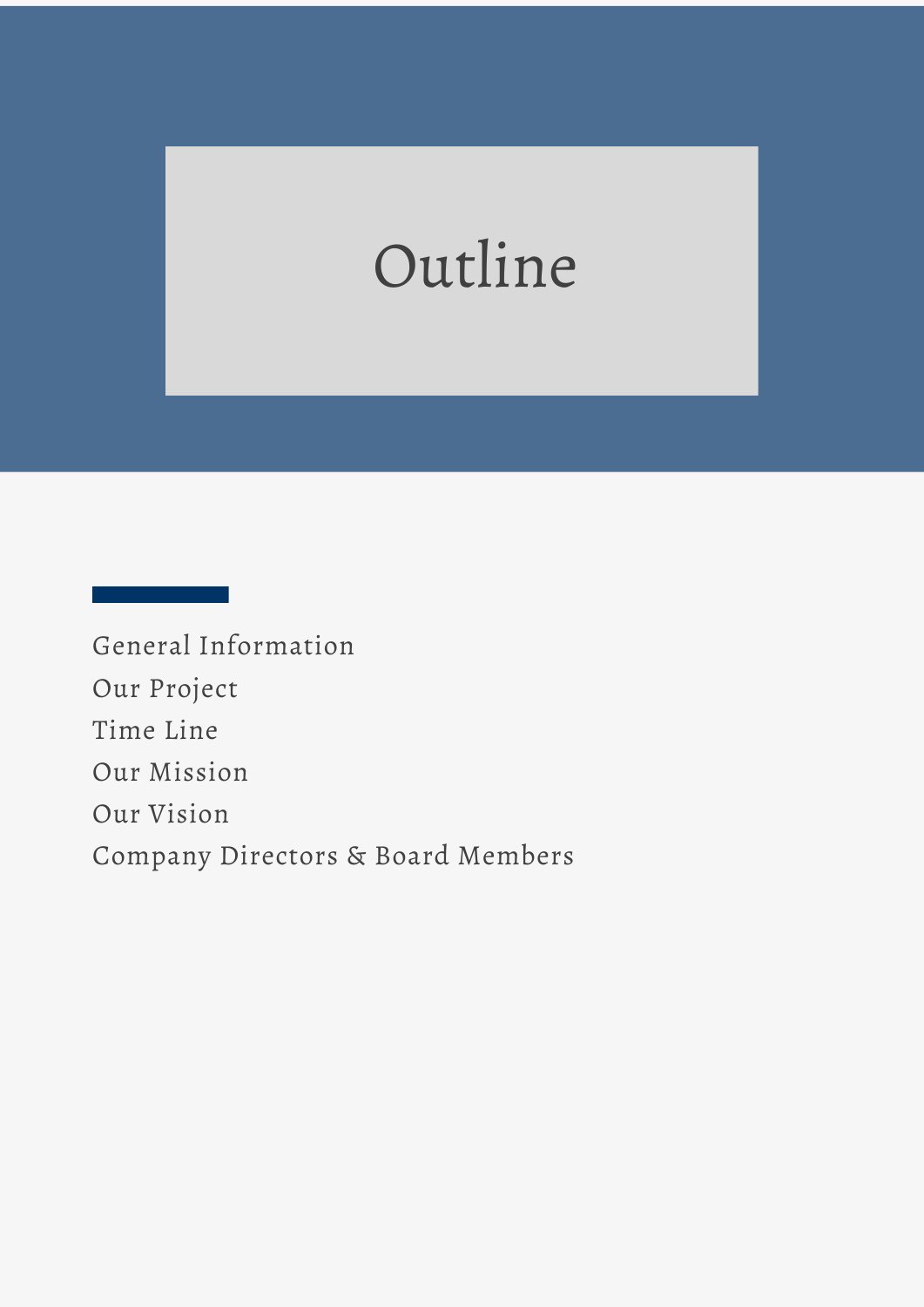# Outline

- General Information
- Our Project
- Time Line
- Our Mission
- Our Vision
- Company Directors & Board Members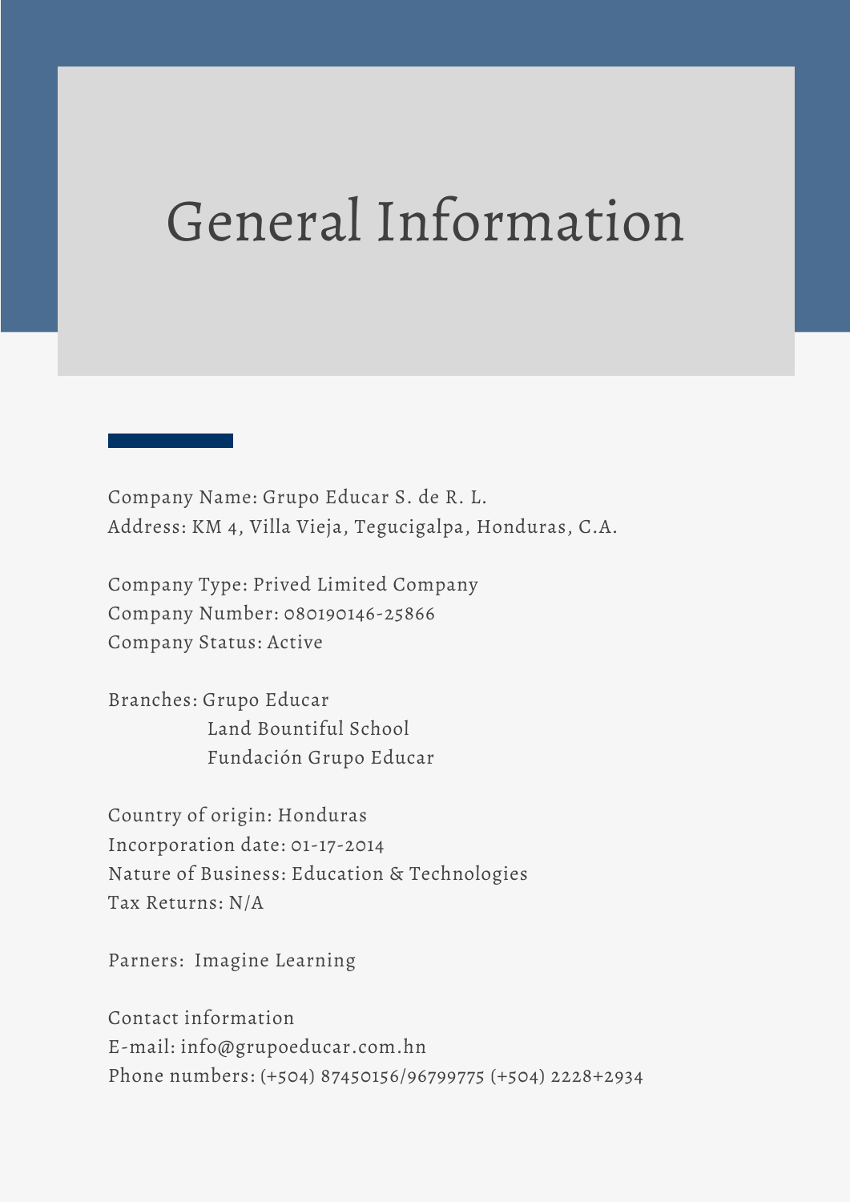# General Information

Company Name: Grupo Educar S. de R. L.
Address: KM 4, Villa Vieja, Tegucigalpa, Honduras, C.A.

Company Type: Prived Limited Company
Company Number: 080190146-25866
Company Status: Active

Branches: Grupo Educar
Land Bountiful School
Fundación Grupo Educar

Country of origin: Honduras
Incorporation date: 01-17-2014
Nature of Business: Education & Technologies
Tax Returns: N/A

Parners: Imagine Learning

Contact information
E-mail: info@grupoeducar.com.hn
Phone numbers: (+504) 87450156/96799775 (+504) 2228+2934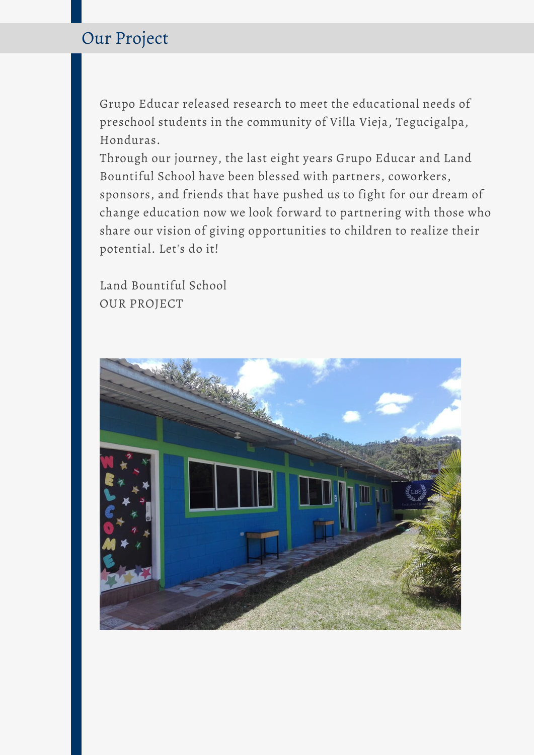## Our Project

Grupo Educar released research to meet the educational needs of preschool students in the community of Villa Vieja, Tegucigalpa, Honduras.
Through our journey, the last eight years Grupo Educar and Land Bountiful School have been blessed with partners, coworkers, sponsors, and friends that have pushed us to fight for our dream of change education now we look forward to partnering with those who share our vision of giving opportunities to children to realize their potential. Let's do it!

Land Bountiful School
OUR PROJECT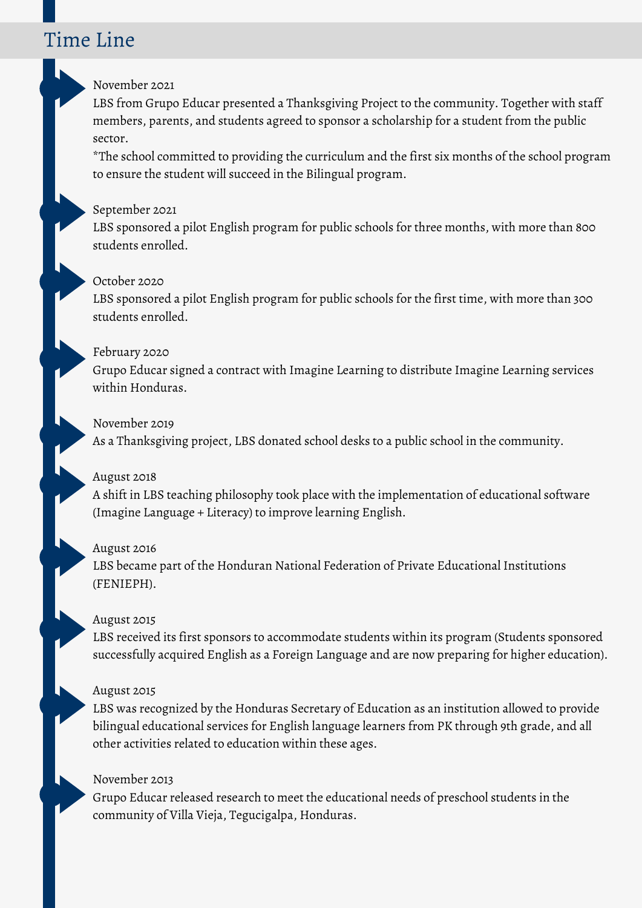# Time Line

November 2021

LBS from Grupo Educar presented a Thanksgiving Project to the community. Together with staff members, parents, and students agreed to sponsor a scholarship for a student from the public sector.

*The school committed to providing the curriculum and the first six months of the school program to ensure the student will succeed in the Bilingual program.

September 2021

LBS sponsored a pilot English program for public schools for three months, with more than 800 students enrolled.

October 2020

LBS sponsored a pilot English program for public schools for the first time, with more than 300 students enrolled.

February 2020

Grupo Educar signed a contract with Imagine Learning to distribute Imagine Learning services within Honduras.

November 2019

As a Thanksgiving project, LBS donated school desks to a public school in the community.

August 2018

A shift in LBS teaching philosophy took place with the implementation of educational software (Imagine Language + Literacy) to improve learning English.

August 2016

LBS became part of the Honduran National Federation of Private Educational Institutions (FENIEPH).

August 2015

LBS received its first sponsors to accommodate students within its program (Students sponsored successfully acquired English as a Foreign Language and are now preparing for higher education).

August 2015

LBS was recognized by the Honduras Secretary of Education as an institution allowed to provide bilingual educational services for English language learners from PK through 9th grade, and all other activities related to education within these ages.

November 2013

Grupo Educar released research to meet the educational needs of preschool students in the community of Villa Vieja, Tegucigalpa, Honduras.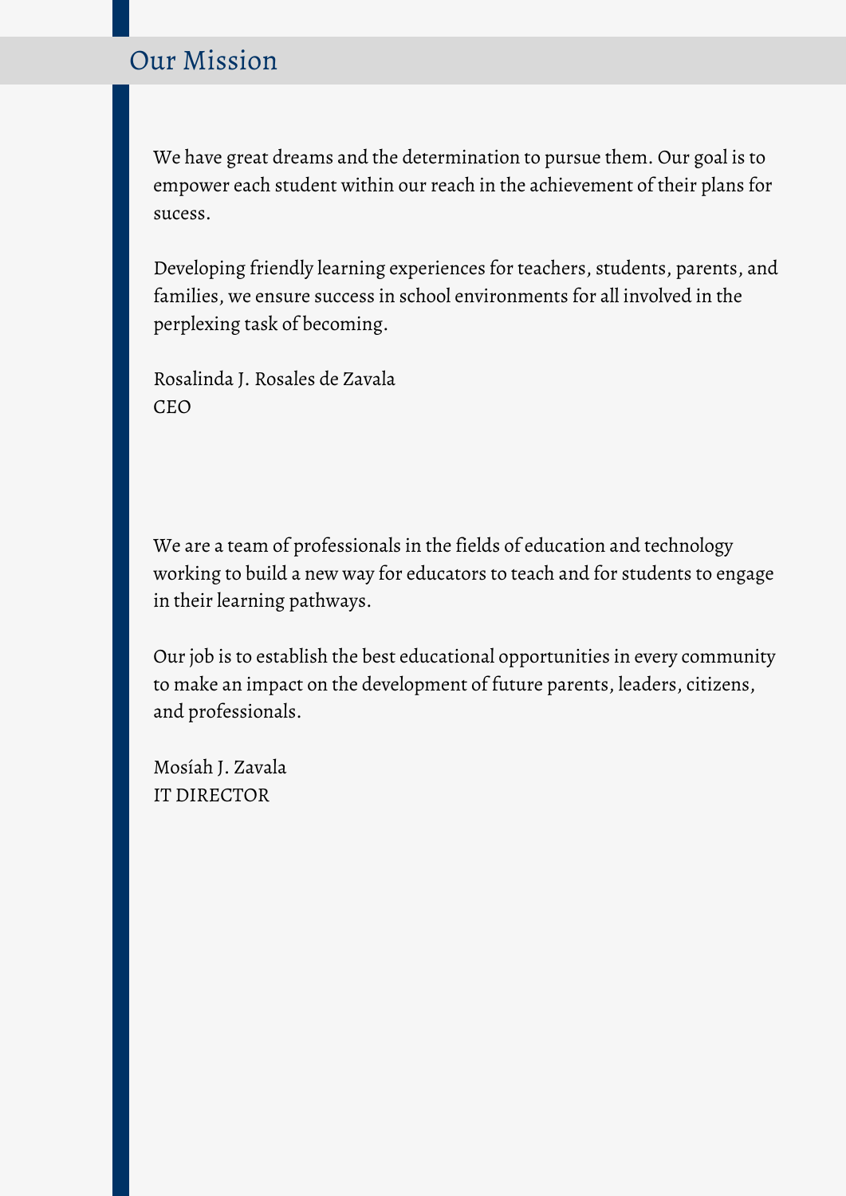# Our Mission

We have great dreams and the determination to pursue them. Our goal is to empower each student within our reach in the achievement of their plans for sucess.

Developing friendly learning experiences for teachers, students, parents, and families, we ensure success in school environments for all involved in the perplexing task of becoming.

Rosalinda J. Rosales de Zavala
CEO

We are a team of professionals in the fields of education and technology working to build a new way for educators to teach and for students to engage in their learning pathways.

Our job is to establish the best educational opportunities in every community to make an impact on the development of future parents, leaders, citizens, and professionals.

Mosíah J. Zavala
IT DIRECTOR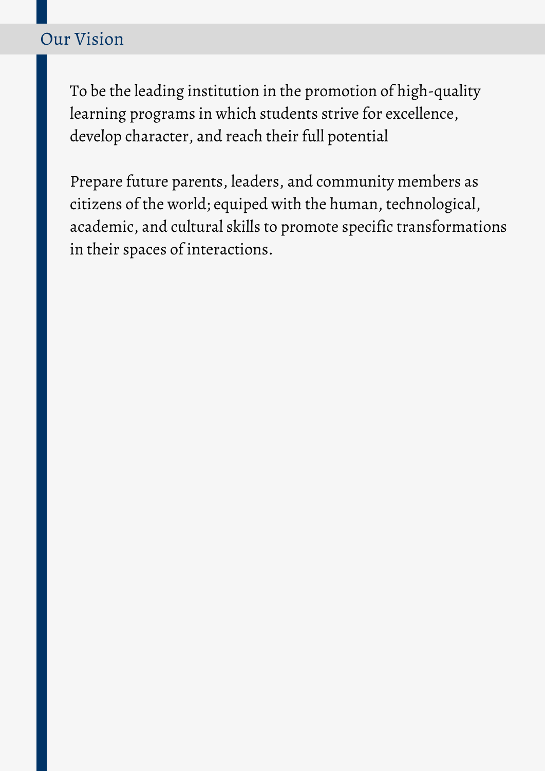## Our Vision

To be the leading institution in the promotion of high-quality learning programs in which students strive for excellence, develop character, and reach their full potential

Prepare future parents, leaders, and community members as citizens of the world; equiped with the human, technological, academic, and cultural skills to promote specific transformations in their spaces of interactions.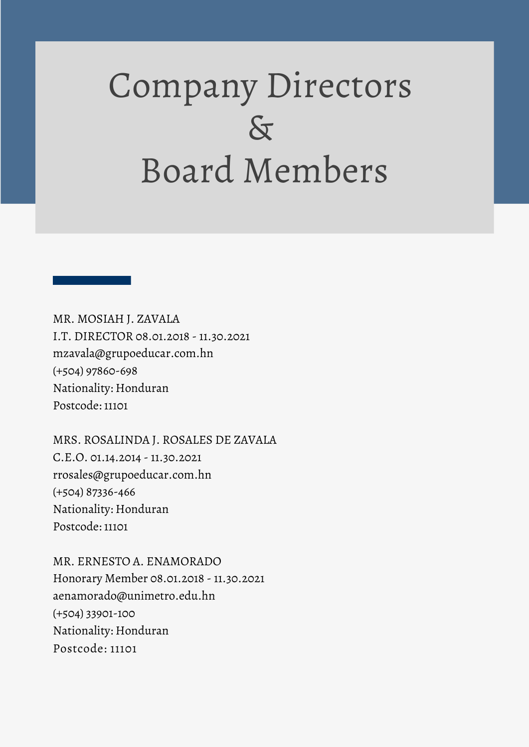# Company Directors & Board Members

MR. MOSIAH J. ZAVALA
I.T. DIRECTOR 08.01.2018 - 11.30.2021
mzavala@grupoeducar.com.hn
(+504) 97860-698
Nationality: Honduran
Postcode: 11101

MRS. ROSALINDA J. ROSALES DE ZAVALA
C.E.O. 01.14.2014 - 11.30.2021
rrosales@grupoeducar.com.hn
(+504) 87336-466
Nationality: Honduran
Postcode: 11101

MR. ERNESTO A. ENAMORADO
Honorary Member 08.01.2018 - 11.30.2021
aenamorado@unimetro.edu.hn
(+504) 33901-100
Nationality: Honduran
Postcode: 11101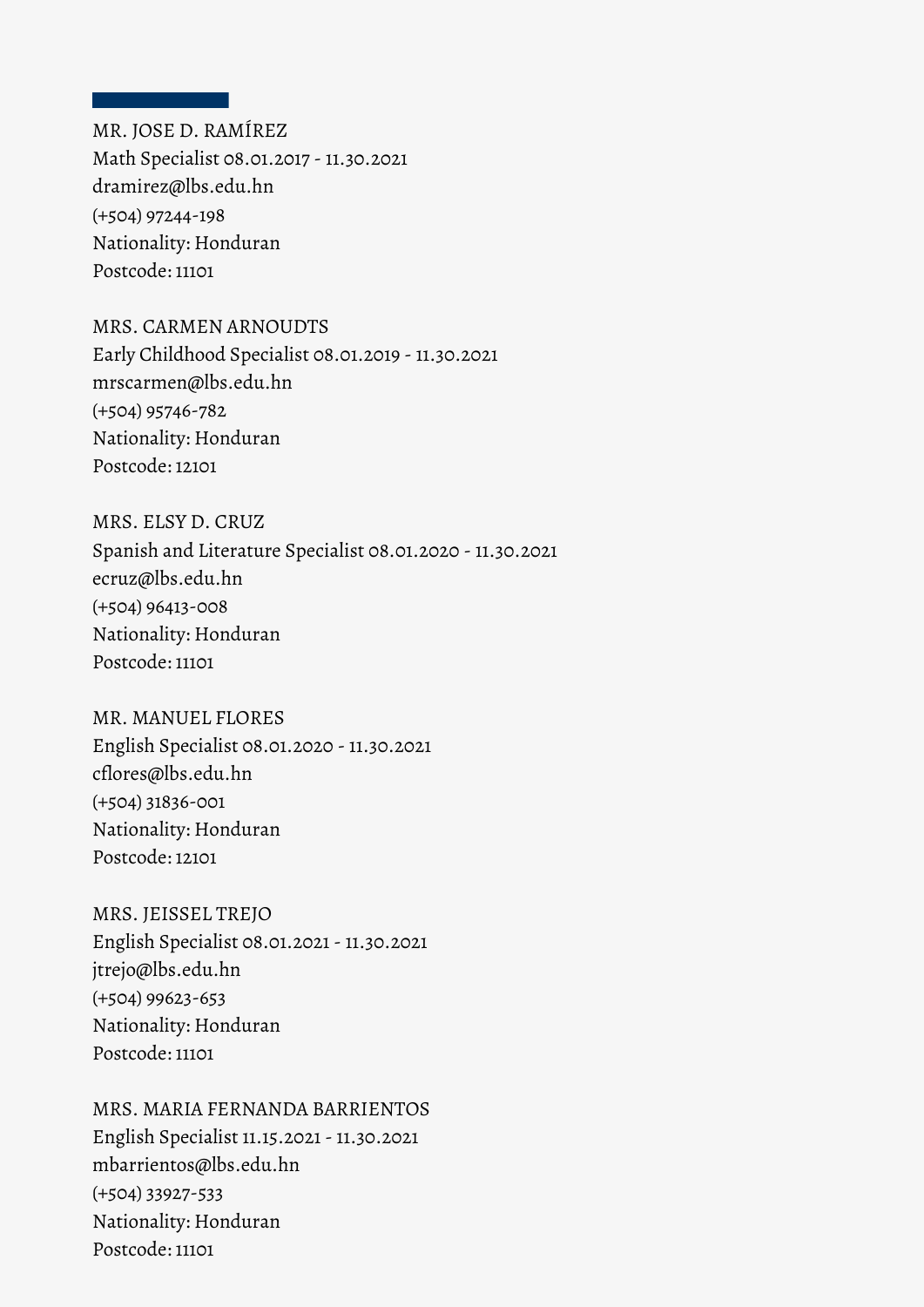MR. JOSE D. RAMÍREZ
Math Specialist 08.01.2017 - 11.30.2021
dramirez@lbs.edu.hn
(+504) 97244-198
Nationality: Honduran
Postcode: 11101

MRS. CARMEN ARNOUDTS
Early Childhood Specialist 08.01.2019 - 11.30.2021
mrscarmen@lbs.edu.hn
(+504) 95746-782
Nationality: Honduran
Postcode: 12101

MRS. ELSY D. CRUZ
Spanish and Literature Specialist 08.01.2020 - 11.30.2021
ecruz@lbs.edu.hn
(+504) 96413-008
Nationality: Honduran
Postcode: 11101

MR. MANUEL FLORES
English Specialist 08.01.2020 - 11.30.2021
cflores@lbs.edu.hn
(+504) 31836-001
Nationality: Honduran
Postcode: 12101

MRS. JEISSEL TREJO
English Specialist 08.01.2021 - 11.30.2021
jtrejo@lbs.edu.hn
(+504) 99623-653
Nationality: Honduran
Postcode: 11101

MRS. MARIA FERNANDA BARRIENTOS
English Specialist 11.15.2021 - 11.30.2021
mbarrientos@lbs.edu.hn
(+504) 33927-533
Nationality: Honduran
Postcode: 11101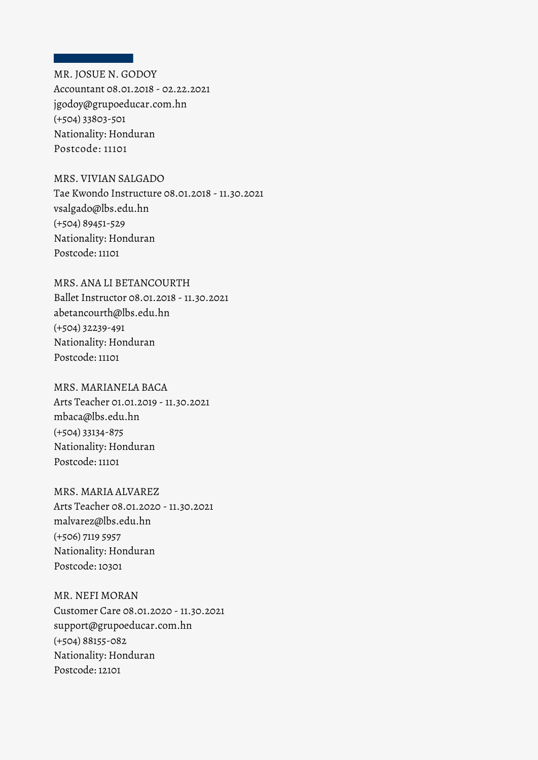MR. JOSUE N. GODOY
Accountant 08.01.2018 - 02.22.2021
jgodoy@grupoeducar.com.hn
(+504) 33803-501
Nationality: Honduran
Postcode: 11101

MRS. VIVIAN SALGADO
Tae Kwondo Instructure 08.01.2018 - 11.30.2021
vsalgado@lbs.edu.hn
(+504) 89451-529
Nationality: Honduran
Postcode: 11101

MRS. ANA LI BETANCOURTH
Ballet Instructor 08.01.2018 - 11.30.2021
abetancourth@lbs.edu.hn
(+504) 32239-491
Nationality: Honduran
Postcode: 11101

MRS. MARIANELA BACA
Arts Teacher 01.01.2019 - 11.30.2021
mbaca@lbs.edu.hn
(+504) 33134-875
Nationality: Honduran
Postcode: 11101

MRS. MARIA ALVAREZ
Arts Teacher 08.01.2020 - 11.30.2021
malvarez@lbs.edu.hn
(+506) 7119 5957
Nationality: Honduran
Postcode: 10301

MR. NEFI MORAN
Customer Care 08.01.2020 - 11.30.2021
support@grupoeducar.com.hn
(+504) 88155-082
Nationality: Honduran
Postcode: 12101